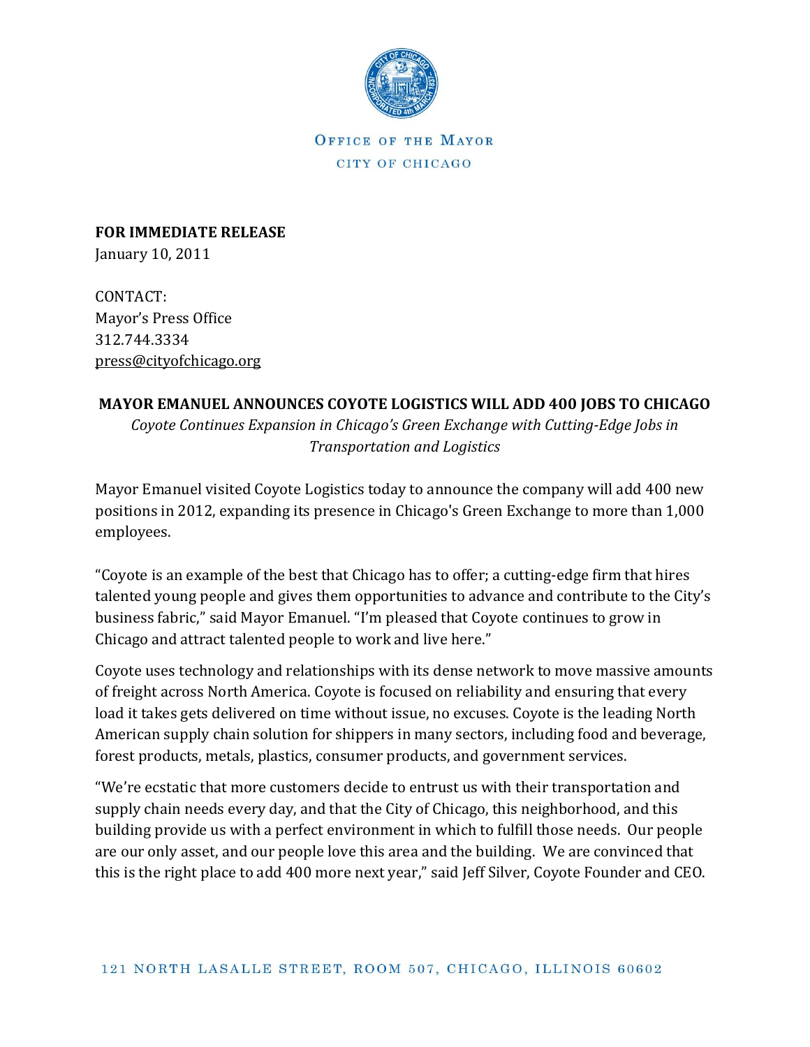OFFICE OF THE MAYOR
CITY OF CHICAGO

**FOR IMMEDIATE RELEASE**
January 10, 2011

CONTACT:
Mayor's Press Office
312.744.3334
press@cityofchicago.org

**MAYOR EMANUEL ANNOUNCES COYOTE LOGISTICS WILL ADD 400 JOBS TO CHICAGO**

*Coyote Continues Expansion in Chicago's Green Exchange with Cutting-Edge Jobs in Transportation and Logistics*

Mayor Emanuel visited Coyote Logistics today to announce the company will add 400 new positions in 2012, expanding its presence in Chicago's Green Exchange to more than 1,000 employees.

"Coyote is an example of the best that Chicago has to offer; a cutting-edge firm that hires talented young people and gives them opportunities to advance and contribute to the City's business fabric," said Mayor Emanuel. "I'm pleased that Coyote continues to grow in Chicago and attract talented people to work and live here."

Coyote uses technology and relationships with its dense network to move massive amounts of freight across North America. Coyote is focused on reliability and ensuring that every load it takes gets delivered on time without issue, no excuses. Coyote is the leading North American supply chain solution for shippers in many sectors, including food and beverage, forest products, metals, plastics, consumer products, and government services.

"We're ecstatic that more customers decide to entrust us with their transportation and supply chain needs every day, and that the City of Chicago, this neighborhood, and this building provide us with a perfect environment in which to fulfill those needs. Our people are our only asset, and our people love this area and the building. We are convinced that this is the right place to add 400 more next year," said Jeff Silver, Coyote Founder and CEO.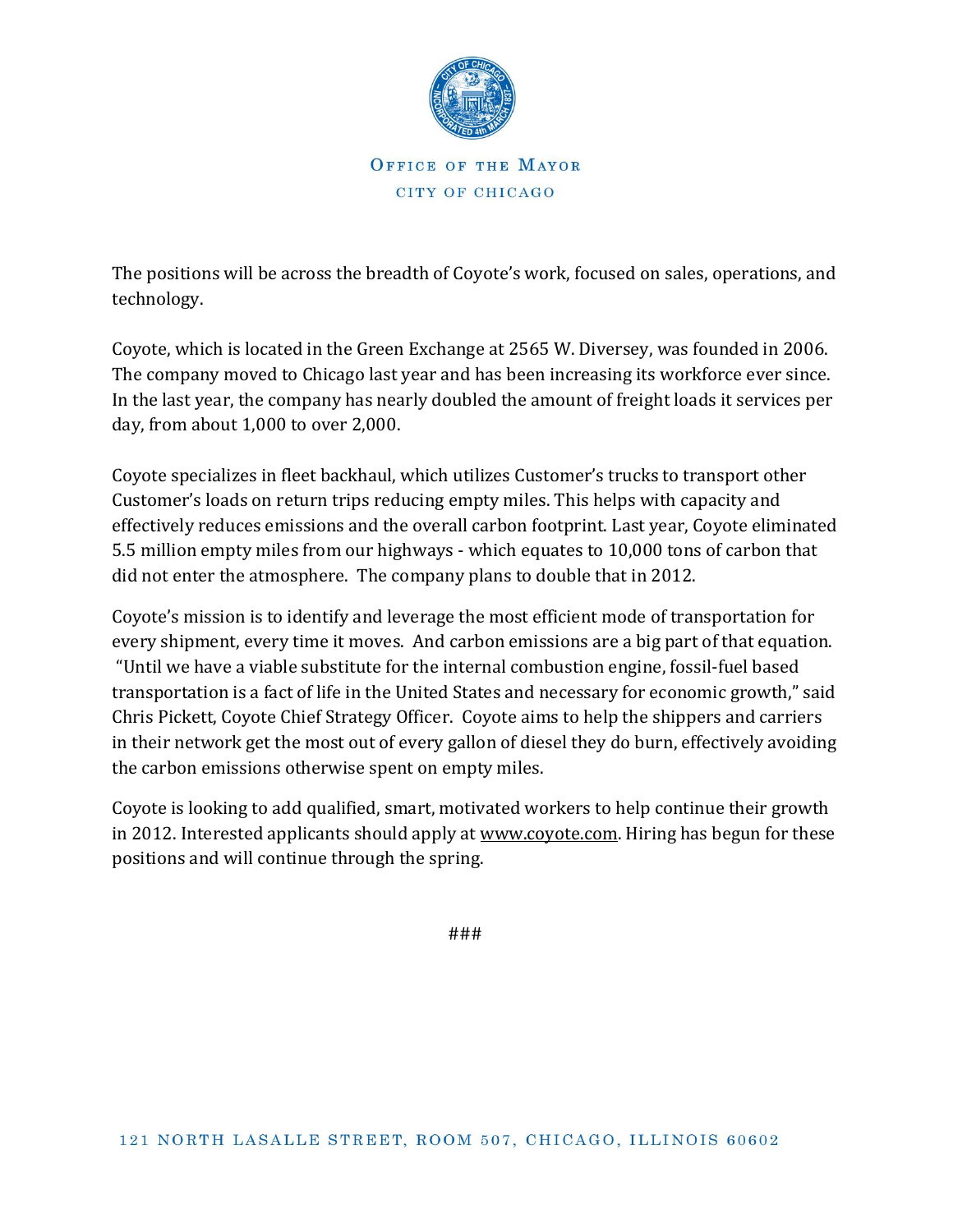The positions will be across the breadth of Coyote's work, focused on sales, operations, and technology.

Coyote, which is located in the Green Exchange at 2565 W. Diversey, was founded in 2006. The company moved to Chicago last year and has been increasing its workforce ever since. In the last year, the company has nearly doubled the amount of freight loads it services per day, from about 1,000 to over 2,000.

Coyote specializes in fleet backhaul, which utilizes Customer's trucks to transport other Customer's loads on return trips reducing empty miles. This helps with capacity and effectively reduces emissions and the overall carbon footprint. Last year, Coyote eliminated 5.5 million empty miles from our highways - which equates to 10,000 tons of carbon that did not enter the atmosphere. The company plans to double that in 2012.

Coyote's mission is to identify and leverage the most efficient mode of transportation for every shipment, every time it moves. And carbon emissions are a big part of that equation. "Until we have a viable substitute for the internal combustion engine, fossil-fuel based transportation is a fact of life in the United States and necessary for economic growth," said Chris Pickett, Coyote Chief Strategy Officer. Coyote aims to help the shippers and carriers in their network get the most out of every gallon of diesel they do burn, effectively avoiding the carbon emissions otherwise spent on empty miles.

Coyote is looking to add qualified, smart, motivated workers to help continue their growth in 2012. Interested applicants should apply at www.coyote.com. Hiring has begun for these positions and will continue through the spring.

###